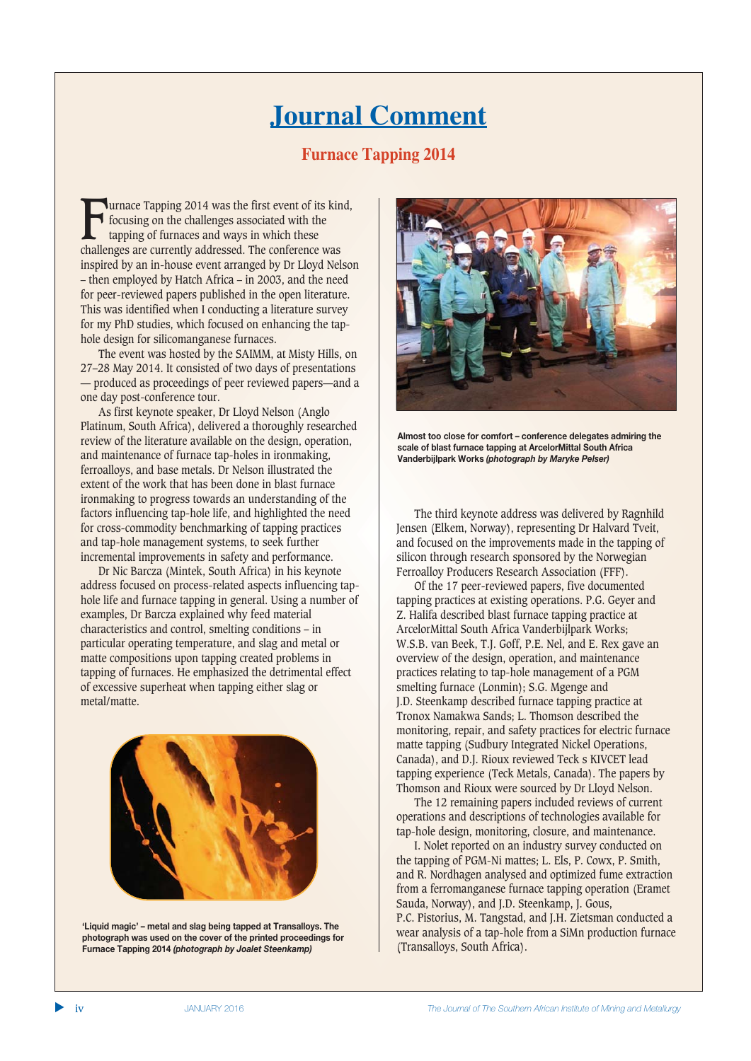# Journal Comment

## Furnace Tapping 2014

Furnace Tapping 2014 was the first event of its kind, focusing on the challenges associated with the tapping of furnaces and ways in which these challenges are currently addressed. The conference was inspired by an in-house event arranged by Dr Lloyd Nelson – then employed by Hatch Africa – in 2003, and the need for peer-reviewed papers published in the open literature. This was identified when I conducting a literature survey for my PhD studies, which focused on enhancing the tap-hole design for silicomanganese furnaces.

The event was hosted by the SAIMM, at Misty Hills, on 27–28 May 2014. It consisted of two days of presentations — produced as proceedings of peer reviewed papers—and a one day post-conference tour.

As first keynote speaker, Dr Lloyd Nelson (Anglo Platinum, South Africa), delivered a thoroughly researched review of the literature available on the design, operation, and maintenance of furnace tap-holes in ironmaking, ferroalloys, and base metals. Dr Nelson illustrated the extent of the work that has been done in blast furnace ironmaking to progress towards an understanding of the factors influencing tap-hole life, and highlighted the need for cross-commodity benchmarking of tapping practices and tap-hole management systems, to seek further incremental improvements in safety and performance.

Dr Nic Barcza (Mintek, South Africa) in his keynote address focused on process-related aspects influencing tap-hole life and furnace tapping in general. Using a number of examples, Dr Barcza explained why feed material characteristics and control, smelting conditions – in particular operating temperature, and slag and metal or matte compositions upon tapping created problems in tapping of furnaces. He emphasized the detrimental effect of excessive superheat when tapping either slag or metal/matte.

**'Liquid magic' – metal and slag being tapped at Transalloys. The photograph was used on the cover of the printed proceedings for Furnace Tapping 2014** ***(photograph by Joalet Steenkamp)***

**Almost too close for comfort – conference delegates admiring the scale of blast furnace tapping at ArcelorMittal South Africa Vanderbijlpark Works** ***(photograph by Maryke Pelser)***

The third keynote address was delivered by Ragnhild Jensen (Elkem, Norway), representing Dr Halvard Tveit, and focused on the improvements made in the tapping of silicon through research sponsored by the Norwegian Ferroalloy Producers Research Association (FFF).

Of the 17 peer-reviewed papers, five documented tapping practices at existing operations. P.G. Geyer and Z. Halifa described blast furnace tapping practice at ArcelorMittal South Africa Vanderbijlpark Works; W.S.B. van Beek, T.J. Goff, P.E. Nel, and E. Rex gave an overview of the design, operation, and maintenance practices relating to tap-hole management of a PGM smelting furnace (Lonmin); S.G. Mgenge and J.D. Steenkamp described furnace tapping practice at Tronox Namakwa Sands; L. Thomson described the monitoring, repair, and safety practices for electric furnace matte tapping (Sudbury Integrated Nickel Operations, Canada), and D.J. Rioux reviewed Teck s KIVCET lead tapping experience (Teck Metals, Canada). The papers by Thomson and Rioux were sourced by Dr Lloyd Nelson.

The 12 remaining papers included reviews of current operations and descriptions of technologies available for tap-hole design, monitoring, closure, and maintenance.

I. Nolet reported on an industry survey conducted on the tapping of PGM-Ni mattes; L. Els, P. Cowx, P. Smith, and R. Nordhagen analysed and optimized fume extraction from a ferromanganese furnace tapping operation (Eramet Sauda, Norway), and J.D. Steenkamp, J. Gous, P.C. Pistorius, M. Tangstad, and J.H. Zietsman conducted a wear analysis of a tap-hole from a SiMn production furnace (Transalloys, South Africa).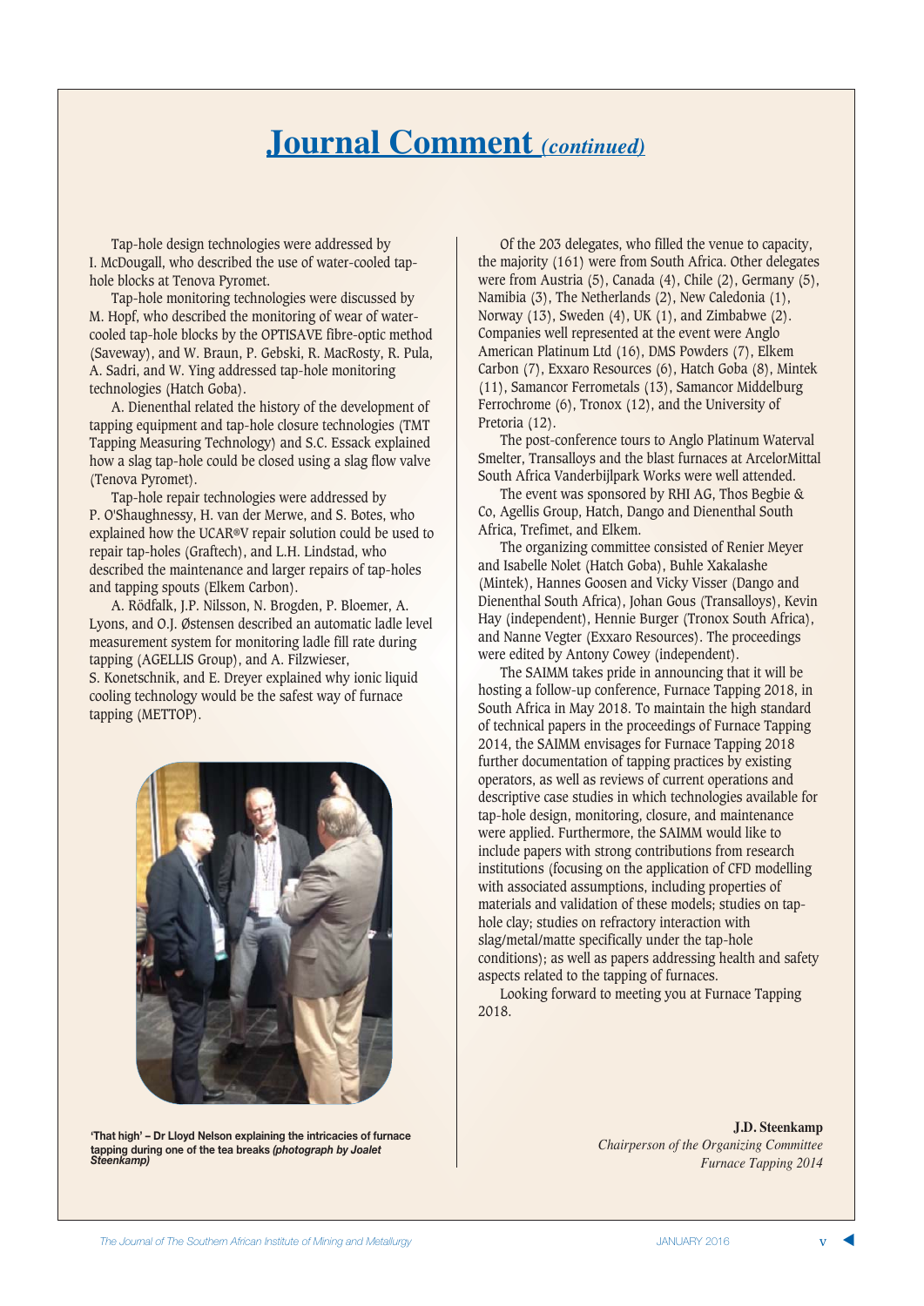# Journal Comment *(continued)*

Tap-hole design technologies were addressed by I. McDougall, who described the use of water-cooled tap-hole blocks at Tenova Pyromet.

Tap-hole monitoring technologies were discussed by M. Hopf, who described the monitoring of wear of water-cooled tap-hole blocks by the OPTISAVE fibre-optic method (Saveway), and W. Braun, P. Gebski, R. MacRosty, R. Pula, A. Sadri, and W. Ying addressed tap-hole monitoring technologies (Hatch Goba).

A. Dienenthal related the history of the development of tapping equipment and tap-hole closure technologies (TMT Tapping Measuring Technology) and S.C. Essack explained how a slag tap-hole could be closed using a slag flow valve (Tenova Pyromet).

Tap-hole repair technologies were addressed by P. O'Shaughnessy, H. van der Merwe, and S. Botes, who explained how the UCAR®V repair solution could be used to repair tap-holes (Graftech), and L.H. Lindstad, who described the maintenance and larger repairs of tap-holes and tapping spouts (Elkem Carbon).

A. Rödfalk, J.P. Nilsson, N. Brogden, P. Bloemer, A. Lyons, and O.J. Østensen described an automatic ladle level measurement system for monitoring ladle fill rate during tapping (AGELLIS Group), and A. Filzwieser, S. Konetschnik, and E. Dreyer explained why ionic liquid cooling technology would be the safest way of furnace tapping (METTOP).

**'That high' – Dr Lloyd Nelson explaining the intricacies of furnace tapping during one of the tea breaks** ***(photograph by Joalet Steenkamp)***

Of the 203 delegates, who filled the venue to capacity, the majority (161) were from South Africa. Other delegates were from Austria (5), Canada (4), Chile (2), Germany (5), Namibia (3), The Netherlands (2), New Caledonia (1), Norway (13), Sweden (4), UK (1), and Zimbabwe (2). Companies well represented at the event were Anglo American Platinum Ltd (16), DMS Powders (7), Elkem Carbon (7), Exxaro Resources (6), Hatch Goba (8), Mintek (11), Samancor Ferrometals (13), Samancor Middelburg Ferrochrome (6), Tronox (12), and the University of Pretoria (12).

The post-conference tours to Anglo Platinum Waterval Smelter, Transalloys and the blast furnaces at ArcelorMittal South Africa Vanderbijlpark Works were well attended.

The event was sponsored by RHI AG, Thos Begbie & Co, Agellis Group, Hatch, Dango and Dienenthal South Africa, Trefimet, and Elkem.

The organizing committee consisted of Renier Meyer and Isabelle Nolet (Hatch Goba), Buhle Xakalashe (Mintek), Hannes Goosen and Vicky Visser (Dango and Dienenthal South Africa), Johan Gous (Transalloys), Kevin Hay (independent), Hennie Burger (Tronox South Africa), and Nanne Vegter (Exxaro Resources). The proceedings were edited by Antony Cowey (independent).

The SAIMM takes pride in announcing that it will be hosting a follow-up conference, Furnace Tapping 2018, in South Africa in May 2018. To maintain the high standard of technical papers in the proceedings of Furnace Tapping 2014, the SAIMM envisages for Furnace Tapping 2018 further documentation of tapping practices by existing operators, as well as reviews of current operations and descriptive case studies in which technologies available for tap-hole design, monitoring, closure, and maintenance were applied. Furthermore, the SAIMM would like to include papers with strong contributions from research institutions (focusing on the application of CFD modelling with associated assumptions, including properties of materials and validation of these models; studies on tap-hole clay; studies on refractory interaction with slag/metal/matte specifically under the tap-hole conditions); as well as papers addressing health and safety aspects related to the tapping of furnaces.

Looking forward to meeting you at Furnace Tapping 2018.

**J.D. Steenkamp**
*Chairperson of the Organizing Committee*
*Furnace Tapping 2014*